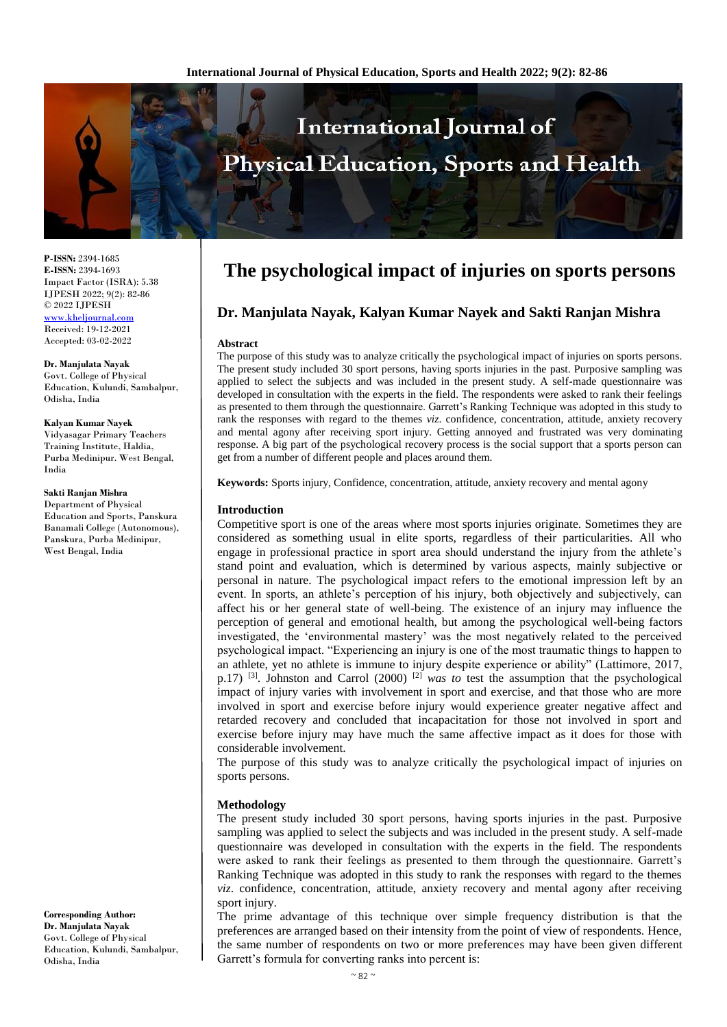# The psychological impact of injuries on sports persons

## Dr. Manjulata Nayak, Kalyan Kumar Nayek and Sakti Ranjan Mishra

**P-ISSN:** 2394-1685
**E-ISSN:** 2394-1693
Impact Factor (ISRA): 5.38
IJPESH 2022; 9(2): 82-86
© 2022 IJPESH
www.kheljournal.com
Received: 19-12-2021
Accepted: 03-02-2022

**Dr. Manjulata Nayak**
Govt. College of Physical Education, Kulundi, Sambalpur, Odisha, India

**Kalyan Kumar Nayek**
Vidyasagar Primary Teachers Training Institute, Haldia, Purba Medinipur. West Bengal, India

**Sakti Ranjan Mishra**
Department of Physical Education and Sports, Panskura Banamali College (Autonomous), Panskura, Purba Medinipur, West Bengal, India

**Corresponding Author:**
**Dr. Manjulata Nayak**
Govt. College of Physical Education, Kulundi, Sambalpur, Odisha, India

### Abstract

The purpose of this study was to analyze critically the psychological impact of injuries on sports persons. The present study included 30 sport persons, having sports injuries in the past. Purposive sampling was applied to select the subjects and was included in the present study. A self-made questionnaire was developed in consultation with the experts in the field. The respondents were asked to rank their feelings as presented to them through the questionnaire. Garrett's Ranking Technique was adopted in this study to rank the responses with regard to the themes *viz*. confidence, concentration, attitude, anxiety recovery and mental agony after receiving sport injury. Getting annoyed and frustrated was very dominating response. A big part of the psychological recovery process is the social support that a sports person can get from a number of different people and places around them.

**Keywords:** Sports injury, Confidence, concentration, attitude, anxiety recovery and mental agony

### Introduction

Competitive sport is one of the areas where most sports injuries originate. Sometimes they are considered as something usual in elite sports, regardless of their particularities. All who engage in professional practice in sport area should understand the injury from the athlete's stand point and evaluation, which is determined by various aspects, mainly subjective or personal in nature. The psychological impact refers to the emotional impression left by an event. In sports, an athlete's perception of his injury, both objectively and subjectively, can affect his or her general state of well-being. The existence of an injury may influence the perception of general and emotional health, but among the psychological well-being factors investigated, the 'environmental mastery' was the most negatively related to the perceived psychological impact. "Experiencing an injury is one of the most traumatic things to happen to an athlete, yet no athlete is immune to injury despite experience or ability" (Lattimore, 2017, p.17) [3]. Johnston and Carrol (2000) [2] *was to* test the assumption that the psychological impact of injury varies with involvement in sport and exercise, and that those who are more involved in sport and exercise before injury would experience greater negative affect and retarded recovery and concluded that incapacitation for those not involved in sport and exercise before injury may have much the same affective impact as it does for those with considerable involvement.

The purpose of this study was to analyze critically the psychological impact of injuries on sports persons.

### Methodology

The present study included 30 sport persons, having sports injuries in the past. Purposive sampling was applied to select the subjects and was included in the present study. A self-made questionnaire was developed in consultation with the experts in the field. The respondents were asked to rank their feelings as presented to them through the questionnaire. Garrett's Ranking Technique was adopted in this study to rank the responses with regard to the themes *viz*. confidence, concentration, attitude, anxiety recovery and mental agony after receiving sport injury.

The prime advantage of this technique over simple frequency distribution is that the preferences are arranged based on their intensity from the point of view of respondents. Hence, the same number of respondents on two or more preferences may have been given different Garrett's formula for converting ranks into percent is: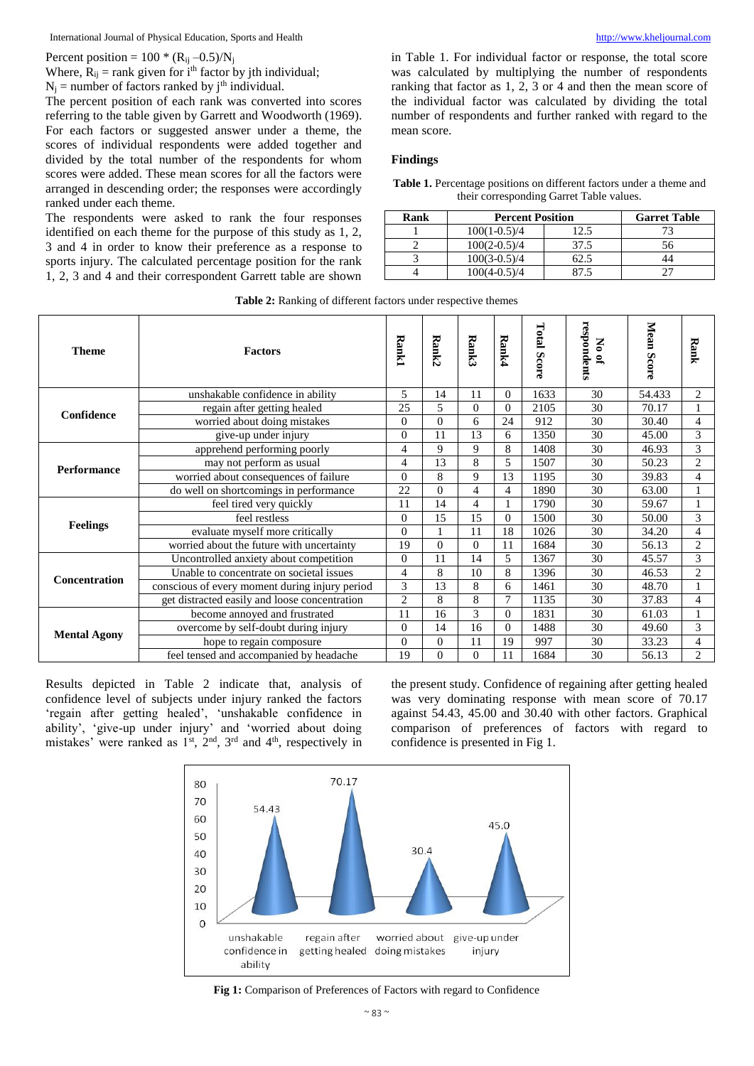Percent position = $100 * (R_{ij} - 0.5)/N_j$

Where, $R_{ij}$ = rank given for $i^{th}$ factor by jth individual;

$N_j$ = number of factors ranked by $j^{th}$ individual.

The percent position of each rank was converted into scores referring to the table given by Garrett and Woodworth (1969). For each factors or suggested answer under a theme, the scores of individual respondents were added together and divided by the total number of the respondents for whom scores were added. These mean scores for all the factors were arranged in descending order; the responses were accordingly ranked under each theme.

The respondents were asked to rank the four responses identified on each theme for the purpose of this study as 1, 2, 3 and 4 in order to know their preference as a response to sports injury. The calculated percentage position for the rank 1, 2, 3 and 4 and their correspondent Garrett table are shown in Table 1. For individual factor or response, the total score was calculated by multiplying the number of respondents ranking that factor as 1, 2, 3 or 4 and then the mean score of the individual factor was calculated by dividing the total number of respondents and further ranked with regard to the mean score.

## Findings

**Table 1.** Percentage positions on different factors under a theme and their corresponding Garret Table values.

| Rank | Percent Position | | Garret Table |
|---|---|---|---|
| 1 | 100(1-0.5)/4 | 12.5 | 73 |
| 2 | 100(2-0.5)/4 | 37.5 | 56 |
| 3 | 100(3-0.5)/4 | 62.5 | 44 |
| 4 | 100(4-0.5)/4 | 87.5 | 27 |

**Table 2:** Ranking of different factors under respective themes

| Theme | Factors | Rank1 | Rank2 | Rank3 | Rank4 | Total Score | No of respondents | Mean Score | Rank |
|---|---|---|---|---|---|---|---|---|---|
| Confidence | unshakable confidence in ability | 5 | 14 | 11 | 0 | 1633 | 30 | 54.433 | 2 |
| | regain after getting healed | 25 | 5 | 0 | 0 | 2105 | 30 | 70.17 | 1 |
| | worried about doing mistakes | 0 | 0 | 6 | 24 | 912 | 30 | 30.40 | 4 |
| | give-up under injury | 0 | 11 | 13 | 6 | 1350 | 30 | 45.00 | 3 |
| Performance | apprehend performing poorly | 4 | 9 | 9 | 8 | 1408 | 30 | 46.93 | 3 |
| | may not perform as usual | 4 | 13 | 8 | 5 | 1507 | 30 | 50.23 | 2 |
| | worried about consequences of failure | 0 | 8 | 9 | 13 | 1195 | 30 | 39.83 | 4 |
| | do well on shortcomings in performance | 22 | 0 | 4 | 4 | 1890 | 30 | 63.00 | 1 |
| Feelings | feel tired very quickly | 11 | 14 | 4 | 1 | 1790 | 30 | 59.67 | 1 |
| | feel restless | 0 | 15 | 15 | 0 | 1500 | 30 | 50.00 | 3 |
| | evaluate myself more critically | 0 | 1 | 11 | 18 | 1026 | 30 | 34.20 | 4 |
| | worried about the future with uncertainty | 19 | 0 | 0 | 11 | 1684 | 30 | 56.13 | 2 |
| Concentration | Uncontrolled anxiety about competition | 0 | 11 | 14 | 5 | 1367 | 30 | 45.57 | 3 |
| | Unable to concentrate on societal issues | 4 | 8 | 10 | 8 | 1396 | 30 | 46.53 | 2 |
| | conscious of every moment during injury period | 3 | 13 | 8 | 6 | 1461 | 30 | 48.70 | 1 |
| | get distracted easily and loose concentration | 2 | 8 | 8 | 7 | 1135 | 30 | 37.83 | 4 |
| Mental Agony | become annoyed and frustrated | 11 | 16 | 3 | 0 | 1831 | 30 | 61.03 | 1 |
| | overcome by self-doubt during injury | 0 | 14 | 16 | 0 | 1488 | 30 | 49.60 | 3 |
| | hope to regain composure | 0 | 0 | 11 | 19 | 997 | 30 | 33.23 | 4 |
| | feel tensed and accompanied by headache | 19 | 0 | 0 | 11 | 1684 | 30 | 56.13 | 2 |

Results depicted in Table 2 indicate that, analysis of confidence level of subjects under injury ranked the factors 'regain after getting healed', 'unshakable confidence in ability', 'give-up under injury' and 'worried about doing mistakes' were ranked as 1st, 2nd, 3rd and 4th, respectively in the present study. Confidence of regaining after getting healed was very dominating response with mean score of 70.17 against 54.43, 45.00 and 30.40 with other factors. Graphical comparison of preferences of factors with regard to confidence is presented in Fig 1.

**Fig 1:** Comparison of Preferences of Factors with regard to Confidence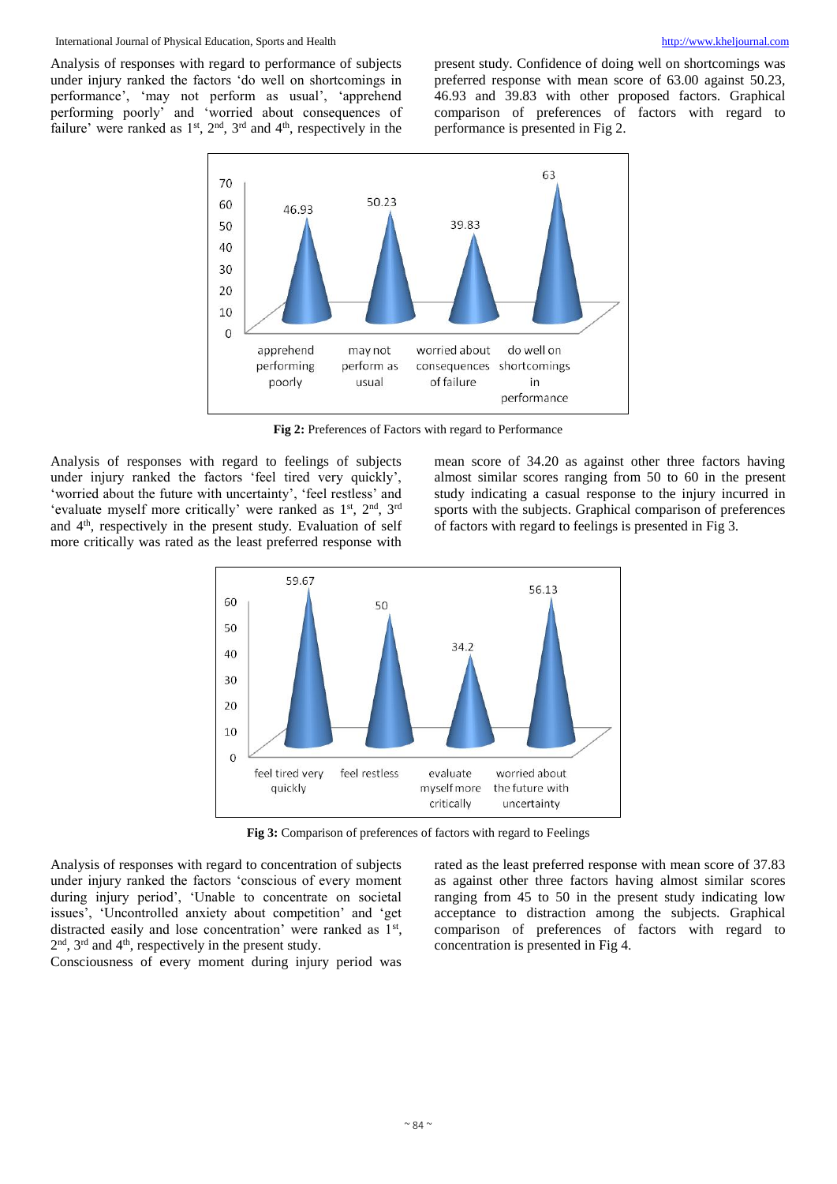Analysis of responses with regard to performance of subjects under injury ranked the factors 'do well on shortcomings in performance', 'may not perform as usual', 'apprehend performing poorly' and 'worried about consequences of failure' were ranked as 1st, 2nd, 3rd and 4th, respectively in the present study. Confidence of doing well on shortcomings was preferred response with mean score of 63.00 against 50.23, 46.93 and 39.83 with other proposed factors. Graphical comparison of preferences of factors with regard to performance is presented in Fig 2.

**Fig 2:** Preferences of Factors with regard to Performance

Analysis of responses with regard to feelings of subjects under injury ranked the factors 'feel tired very quickly', 'worried about the future with uncertainty', 'feel restless' and 'evaluate myself more critically' were ranked as 1st, 2nd, 3rd and 4th, respectively in the present study. Evaluation of self more critically was rated as the least preferred response with mean score of 34.20 as against other three factors having almost similar scores ranging from 50 to 60 in the present study indicating a casual response to the injury incurred in sports with the subjects. Graphical comparison of preferences of factors with regard to feelings is presented in Fig 3.

**Fig 3:** Comparison of preferences of factors with regard to Feelings

Analysis of responses with regard to concentration of subjects under injury ranked the factors 'conscious of every moment during injury period', 'Unable to concentrate on societal issues', 'Uncontrolled anxiety about competition' and 'get distracted easily and lose concentration' were ranked as 1st, 2nd, 3rd and 4th, respectively in the present study.

Consciousness of every moment during injury period was rated as the least preferred response with mean score of 37.83 as against other three factors having almost similar scores ranging from 45 to 50 in the present study indicating low acceptance to distraction among the subjects. Graphical comparison of preferences of factors with regard to concentration is presented in Fig 4.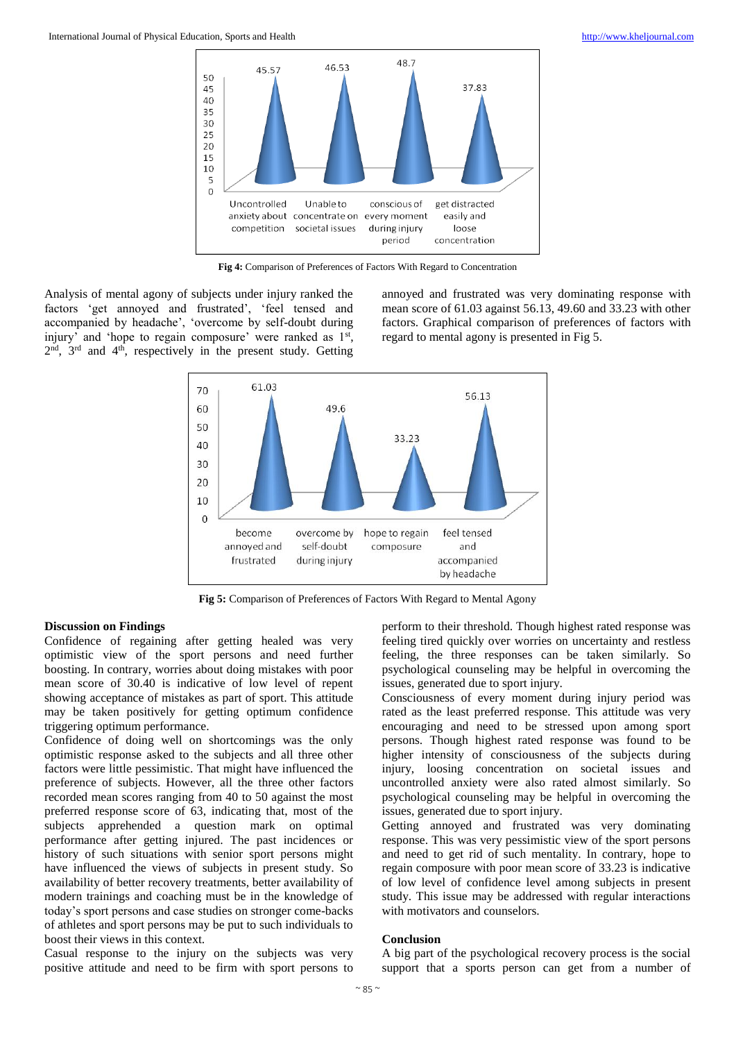Fig 4: Comparison of Preferences of Factors With Regard to Concentration

Analysis of mental agony of subjects under injury ranked the factors 'get annoyed and frustrated', 'feel tensed and accompanied by headache', 'overcome by self-doubt during injury' and 'hope to regain composure' were ranked as 1st, 2nd, 3rd and 4th, respectively in the present study. Getting annoyed and frustrated was very dominating response with mean score of 61.03 against 56.13, 49.60 and 33.23 with other factors. Graphical comparison of preferences of factors with regard to mental agony is presented in Fig 5.

Fig 5: Comparison of Preferences of Factors With Regard to Mental Agony

### Discussion on Findings

Confidence of regaining after getting healed was very optimistic view of the sport persons and need further boosting. In contrary, worries about doing mistakes with poor mean score of 30.40 is indicative of low level of repent showing acceptance of mistakes as part of sport. This attitude may be taken positively for getting optimum confidence triggering optimum performance.

Confidence of doing well on shortcomings was the only optimistic response asked to the subjects and all three other factors were little pessimistic. That might have influenced the preference of subjects. However, all the three other factors recorded mean scores ranging from 40 to 50 against the most preferred response score of 63, indicating that, most of the subjects apprehended a question mark on optimal performance after getting injured. The past incidences or history of such situations with senior sport persons might have influenced the views of subjects in present study. So availability of better recovery treatments, better availability of modern trainings and coaching must be in the knowledge of today's sport persons and case studies on stronger come-backs of athletes and sport persons may be put to such individuals to boost their views in this context.

Casual response to the injury on the subjects was very positive attitude and need to be firm with sport persons to perform to their threshold. Though highest rated response was feeling tired quickly over worries on uncertainty and restless feeling, the three responses can be taken similarly. So psychological counseling may be helpful in overcoming the issues, generated due to sport injury.

Consciousness of every moment during injury period was rated as the least preferred response. This attitude was very encouraging and need to be stressed upon among sport persons. Though highest rated response was found to be higher intensity of consciousness of the subjects during injury, loosing concentration on societal issues and uncontrolled anxiety were also rated almost similarly. So psychological counseling may be helpful in overcoming the issues, generated due to sport injury.

Getting annoyed and frustrated was very dominating response. This was very pessimistic view of the sport persons and need to get rid of such mentality. In contrary, hope to regain composure with poor mean score of 33.23 is indicative of low level of confidence level among subjects in present study. This issue may be addressed with regular interactions with motivators and counselors.

### Conclusion

A big part of the psychological recovery process is the social support that a sports person can get from a number of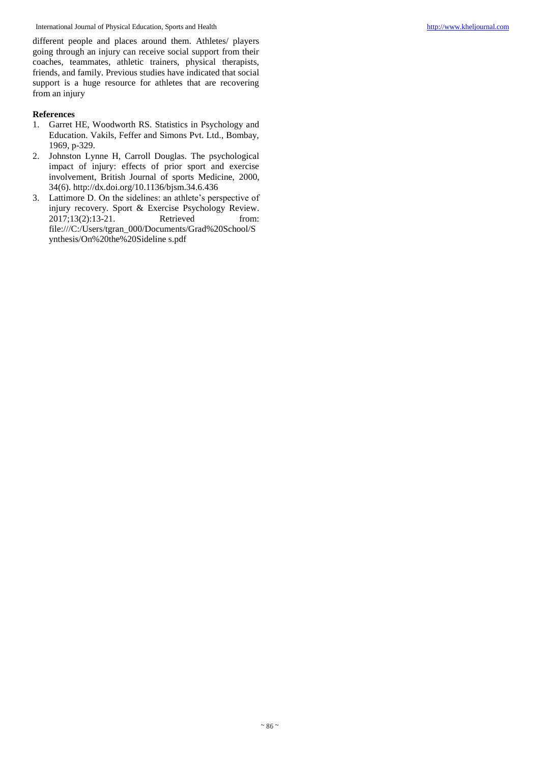different people and places around them. Athletes/ players going through an injury can receive social support from their coaches, teammates, athletic trainers, physical therapists, friends, and family. Previous studies have indicated that social support is a huge resource for athletes that are recovering from an injury

## References

1. Garret HE, Woodworth RS. Statistics in Psychology and Education. Vakils, Feffer and Simons Pvt. Ltd., Bombay, 1969, p-329.
2. Johnston Lynne H, Carroll Douglas. The psychological impact of injury: effects of prior sport and exercise involvement, British Journal of sports Medicine, 2000, 34(6). http://dx.doi.org/10.1136/bjsm.34.6.436
3. Lattimore D. On the sidelines: an athlete's perspective of injury recovery. Sport & Exercise Psychology Review. 2017;13(2):13-21. Retrieved from: file:///C:/Users/tgran_000/Documents/Grad%20School/Synthesis/On%20the%20Sideline s.pdf